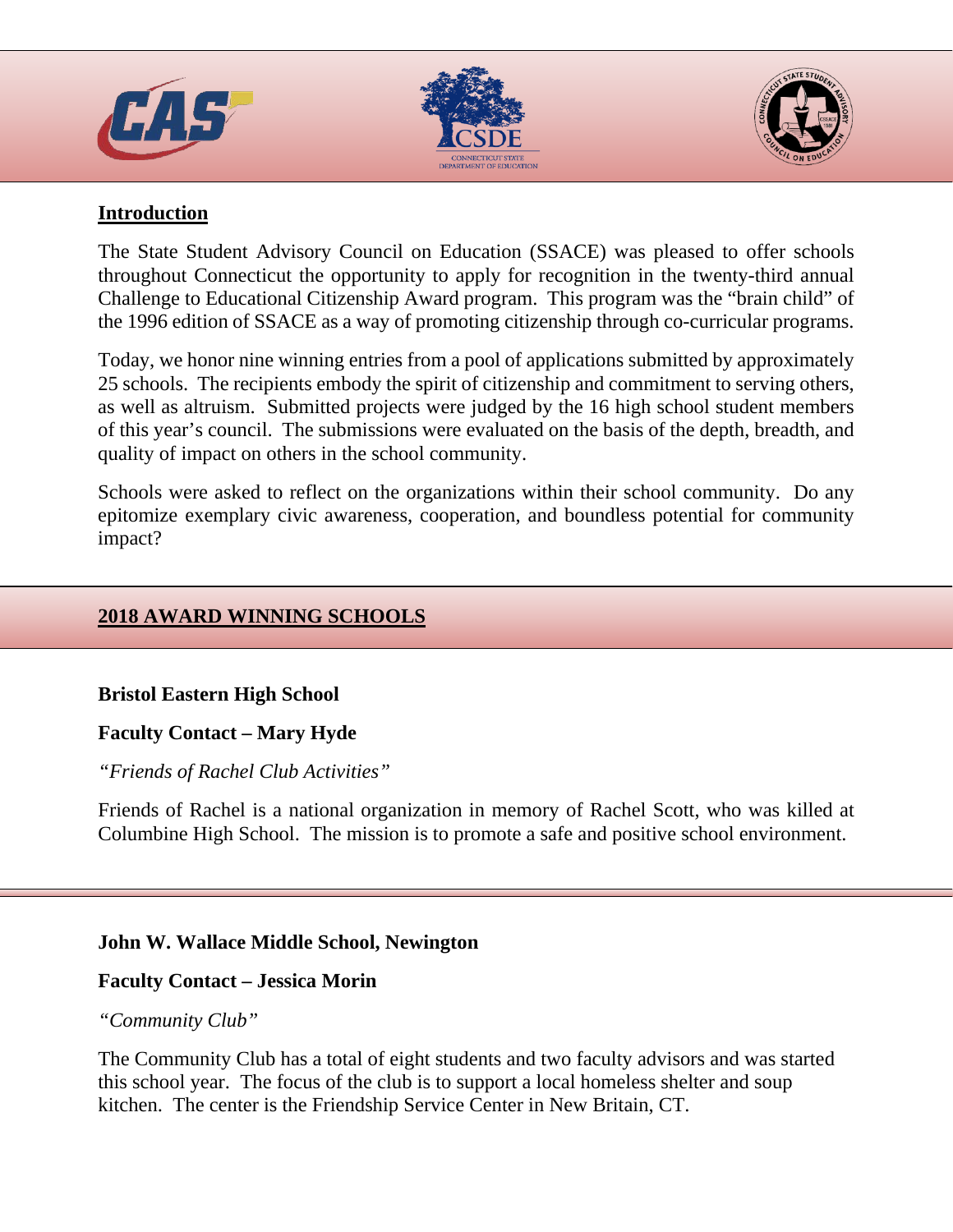## Introduction

The State Student Advisory Council on Education (SSACE) was pleased to offer schools throughout Connecticut the opportunity to apply for recognition in the twenty-third annual Challenge to Educational Citizenship Award program. This program was the "brain child" of the 1996 edition of SSACE as a way of promoting citizenship through co-curricular programs.

Today, we honor nine winning entries from a pool of applications submitted by approximately 25 schools. The recipients embody the spirit of citizenship and commitment to serving others, as well as altruism. Submitted projects were judged by the 16 high school student members of this year's council. The submissions were evaluated on the basis of the depth, breadth, and quality of impact on others in the school community.

Schools were asked to reflect on the organizations within their school community. Do any epitomize exemplary civic awareness, cooperation, and boundless potential for community impact?

## 2018 AWARD WINNING SCHOOLS

**Bristol Eastern High School**

**Faculty Contact – Mary Hyde**

*"Friends of Rachel Club Activities"*

Friends of Rachel is a national organization in memory of Rachel Scott, who was killed at Columbine High School. The mission is to promote a safe and positive school environment.

**John W. Wallace Middle School, Newington**

**Faculty Contact – Jessica Morin**

*"Community Club"*

The Community Club has a total of eight students and two faculty advisors and was started this school year. The focus of the club is to support a local homeless shelter and soup kitchen. The center is the Friendship Service Center in New Britain, CT.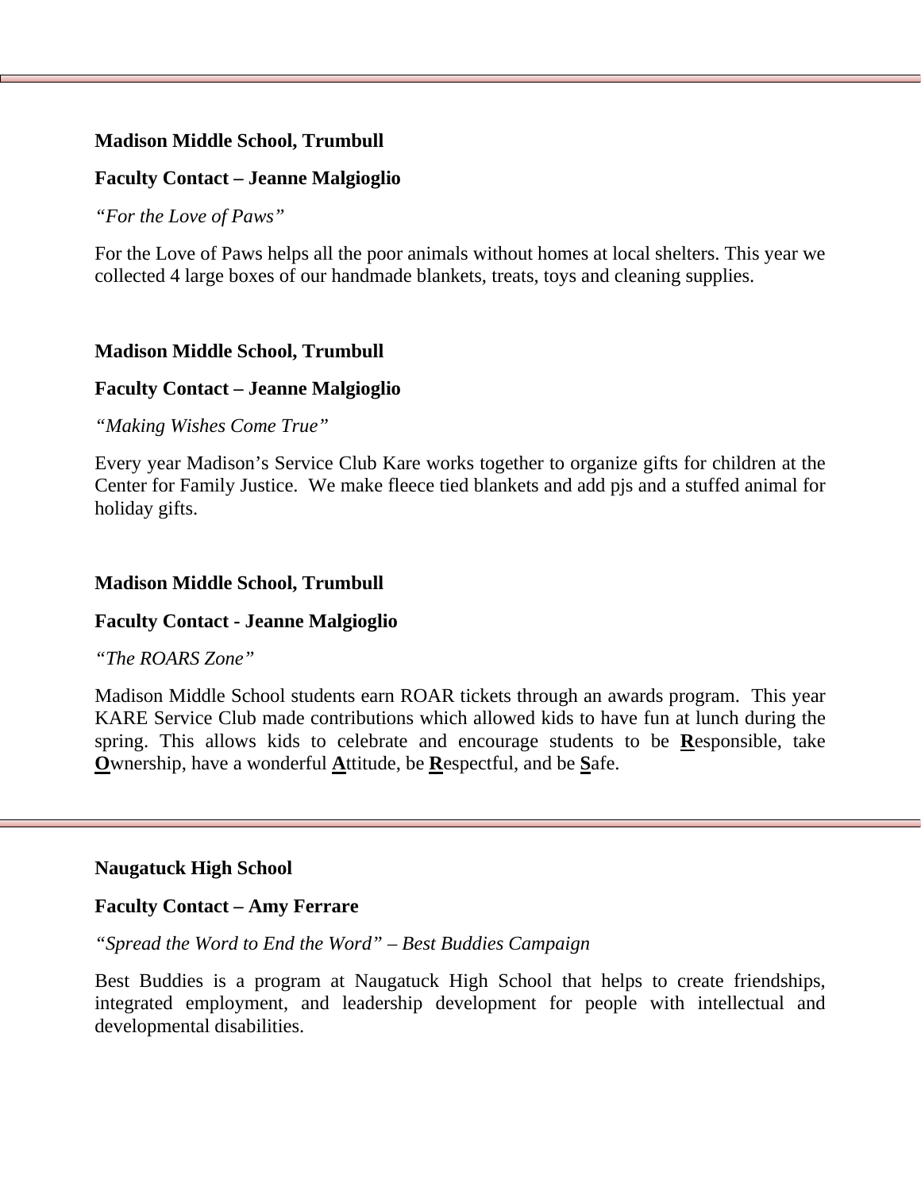---

**Madison Middle School, Trumbull**

**Faculty Contact – Jeanne Malgioglio**

*"For the Love of Paws"*

For the Love of Paws helps all the poor animals without homes at local shelters. This year we collected 4 large boxes of our handmade blankets, treats, toys and cleaning supplies.

**Madison Middle School, Trumbull**

**Faculty Contact – Jeanne Malgioglio**

*"Making Wishes Come True"*

Every year Madison's Service Club Kare works together to organize gifts for children at the Center for Family Justice. We make fleece tied blankets and add pjs and a stuffed animal for holiday gifts.

**Madison Middle School, Trumbull**

**Faculty Contact - Jeanne Malgioglio**

*"The ROARS Zone"*

Madison Middle School students earn ROAR tickets through an awards program. This year KARE Service Club made contributions which allowed kids to have fun at lunch during the spring. This allows kids to celebrate and encourage students to be **<u>R</u>**esponsible, take **<u>O</u>**wnership, have a wonderful **<u>A</u>**ttitude, be **<u>R</u>**espectful, and be **<u>S</u>**afe.

---

**Naugatuck High School**

**Faculty Contact – Amy Ferrare**

*"Spread the Word to End the Word" – Best Buddies Campaign*

Best Buddies is a program at Naugatuck High School that helps to create friendships, integrated employment, and leadership development for people with intellectual and developmental disabilities.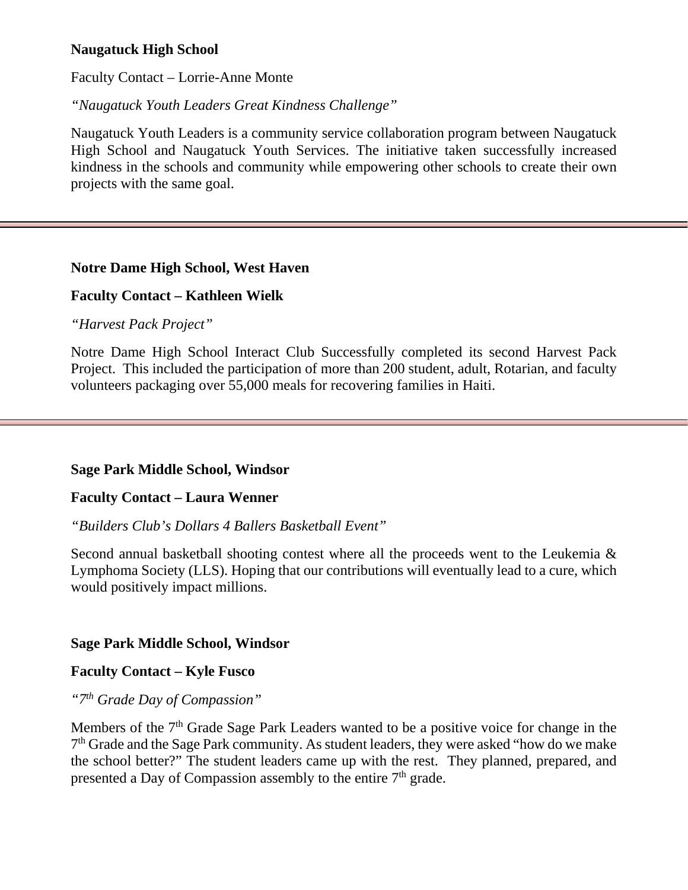**Naugatuck High School**

Faculty Contact – Lorrie-Anne Monte

*"Naugatuck Youth Leaders Great Kindness Challenge"*

Naugatuck Youth Leaders is a community service collaboration program between Naugatuck High School and Naugatuck Youth Services. The initiative taken successfully increased kindness in the schools and community while empowering other schools to create their own projects with the same goal.

---

**Notre Dame High School, West Haven**

**Faculty Contact – Kathleen Wielk**

*"Harvest Pack Project"*

Notre Dame High School Interact Club Successfully completed its second Harvest Pack Project. This included the participation of more than 200 student, adult, Rotarian, and faculty volunteers packaging over 55,000 meals for recovering families in Haiti.

---

**Sage Park Middle School, Windsor**

**Faculty Contact – Laura Wenner**

*"Builders Club's Dollars 4 Ballers Basketball Event"*

Second annual basketball shooting contest where all the proceeds went to the Leukemia & Lymphoma Society (LLS). Hoping that our contributions will eventually lead to a cure, which would positively impact millions.

**Sage Park Middle School, Windsor**

**Faculty Contact – Kyle Fusco**

*"7th Grade Day of Compassion"*

Members of the 7th Grade Sage Park Leaders wanted to be a positive voice for change in the 7th Grade and the Sage Park community. As student leaders, they were asked "how do we make the school better?" The student leaders came up with the rest. They planned, prepared, and presented a Day of Compassion assembly to the entire 7th grade.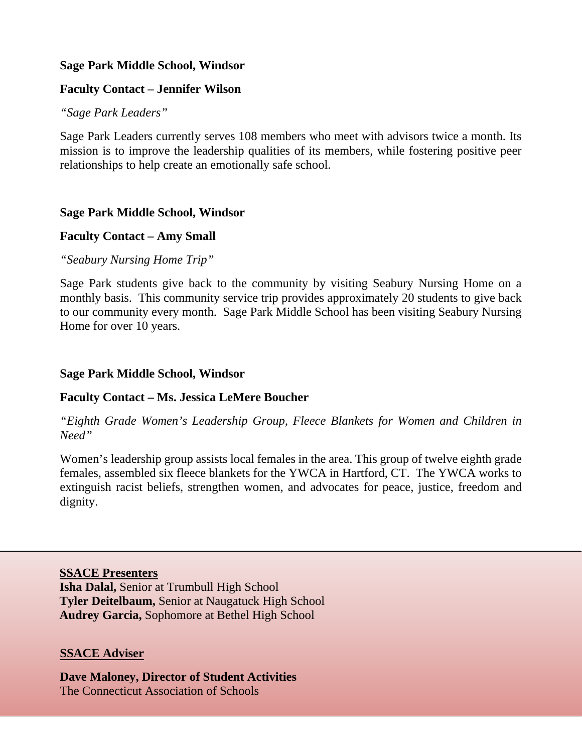**Sage Park Middle School, Windsor**

**Faculty Contact – Jennifer Wilson**

*"Sage Park Leaders"*

Sage Park Leaders currently serves 108 members who meet with advisors twice a month. Its mission is to improve the leadership qualities of its members, while fostering positive peer relationships to help create an emotionally safe school.

**Sage Park Middle School, Windsor**

**Faculty Contact – Amy Small**

*"Seabury Nursing Home Trip"*

Sage Park students give back to the community by visiting Seabury Nursing Home on a monthly basis. This community service trip provides approximately 20 students to give back to our community every month. Sage Park Middle School has been visiting Seabury Nursing Home for over 10 years.

**Sage Park Middle School, Windsor**

**Faculty Contact – Ms. Jessica LeMere Boucher**

*"Eighth Grade Women's Leadership Group, Fleece Blankets for Women and Children in Need"*

Women's leadership group assists local females in the area. This group of twelve eighth grade females, assembled six fleece blankets for the YWCA in Hartford, CT. The YWCA works to extinguish racist beliefs, strengthen women, and advocates for peace, justice, freedom and dignity.

---

**SSACE Presenters**
**Isha Dalal,** Senior at Trumbull High School
**Tyler Deitelbaum,** Senior at Naugatuck High School
**Audrey Garcia,** Sophomore at Bethel High School

**SSACE Adviser**

**Dave Maloney, Director of Student Activities**
The Connecticut Association of Schools